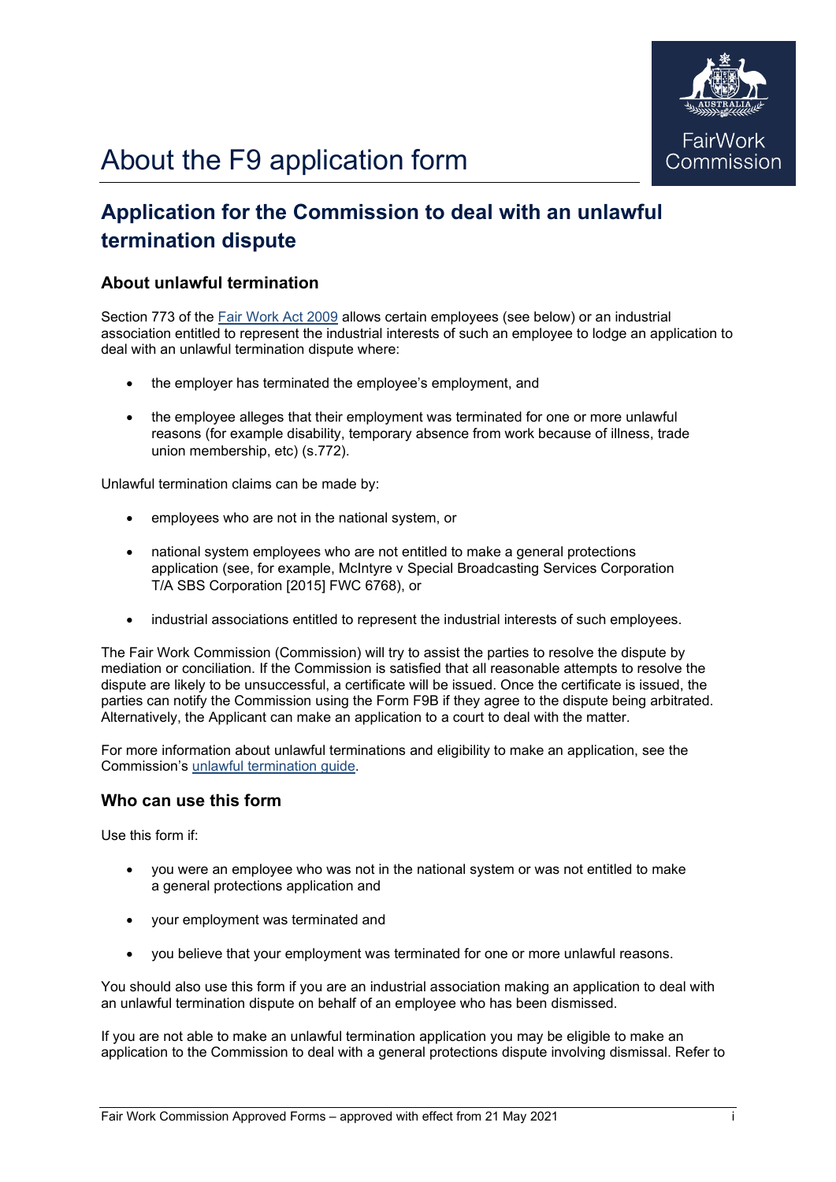# About the F9 application form

## Application for the Commission to deal with an unlawful termination dispute

### About unlawful termination

Section 773 of the Fair Work Act 2009 allows certain employees (see below) or an industrial association entitled to represent the industrial interests of such an employee to lodge an application to deal with an unlawful termination dispute where:

- the employer has terminated the employee's employment, and
- the employee alleges that their employment was terminated for one or more unlawful reasons (for example disability, temporary absence from work because of illness, trade union membership, etc) (s.772).

Unlawful termination claims can be made by:

- employees who are not in the national system, or
- national system employees who are not entitled to make a general protections application (see, for example, McIntyre v Special Broadcasting Services Corporation T/A SBS Corporation [2015] FWC 6768), or
- industrial associations entitled to represent the industrial interests of such employees.

The Fair Work Commission (Commission) will try to assist the parties to resolve the dispute by mediation or conciliation. If the Commission is satisfied that all reasonable attempts to resolve the dispute are likely to be unsuccessful, a certificate will be issued. Once the certificate is issued, the parties can notify the Commission using the Form F9B if they agree to the dispute being arbitrated. Alternatively, the Applicant can make an application to a court to deal with the matter.

For more information about unlawful terminations and eligibility to make an application, see the Commission's unlawful termination guide.

### Who can use this form

Use this form if:

- you were an employee who was not in the national system or was not entitled to make a general protections application and
- your employment was terminated and
- you believe that your employment was terminated for one or more unlawful reasons.

You should also use this form if you are an industrial association making an application to deal with an unlawful termination dispute on behalf of an employee who has been dismissed.

If you are not able to make an unlawful termination application you may be eligible to make an application to the Commission to deal with a general protections dispute involving dismissal. Refer to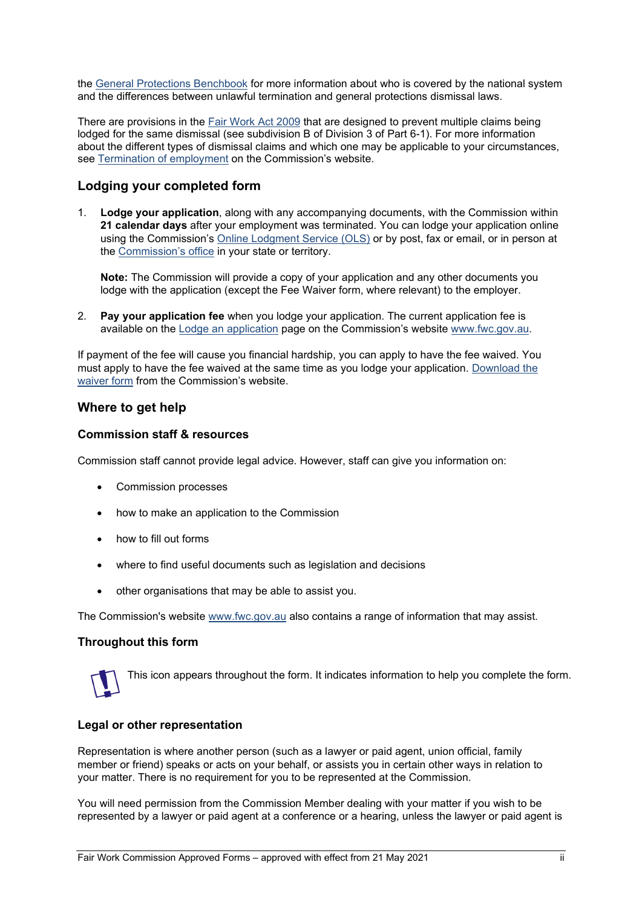the General Protections Benchbook for more information about who is covered by the national system and the differences between unlawful termination and general protections dismissal laws.

There are provisions in the Fair Work Act 2009 that are designed to prevent multiple claims being lodged for the same dismissal (see subdivision B of Division 3 of Part 6-1). For more information about the different types of dismissal claims and which one may be applicable to your circumstances, see Termination of employment on the Commission's website.

## Lodging your completed form

1. **Lodge your application**, along with any accompanying documents, with the Commission within **21 calendar days** after your employment was terminated. You can lodge your application online using the Commission's Online Lodgment Service (OLS) or by post, fax or email, or in person at the Commission's office in your state or territory.

   **Note:** The Commission will provide a copy of your application and any other documents you lodge with the application (except the Fee Waiver form, where relevant) to the employer.

2. **Pay your application fee** when you lodge your application. The current application fee is available on the Lodge an application page on the Commission's website www.fwc.gov.au.

If payment of the fee will cause you financial hardship, you can apply to have the fee waived. You must apply to have the fee waived at the same time as you lodge your application. Download the waiver form from the Commission's website.

## Where to get help

### Commission staff & resources

Commission staff cannot provide legal advice. However, staff can give you information on:

- Commission processes
- how to make an application to the Commission
- how to fill out forms
- where to find useful documents such as legislation and decisions
- other organisations that may be able to assist you.

The Commission's website www.fwc.gov.au also contains a range of information that may assist.

### Throughout this form

This icon appears throughout the form. It indicates information to help you complete the form.

### Legal or other representation

Representation is where another person (such as a lawyer or paid agent, union official, family member or friend) speaks or acts on your behalf, or assists you in certain other ways in relation to your matter. There is no requirement for you to be represented at the Commission.

You will need permission from the Commission Member dealing with your matter if you wish to be represented by a lawyer or paid agent at a conference or a hearing, unless the lawyer or paid agent is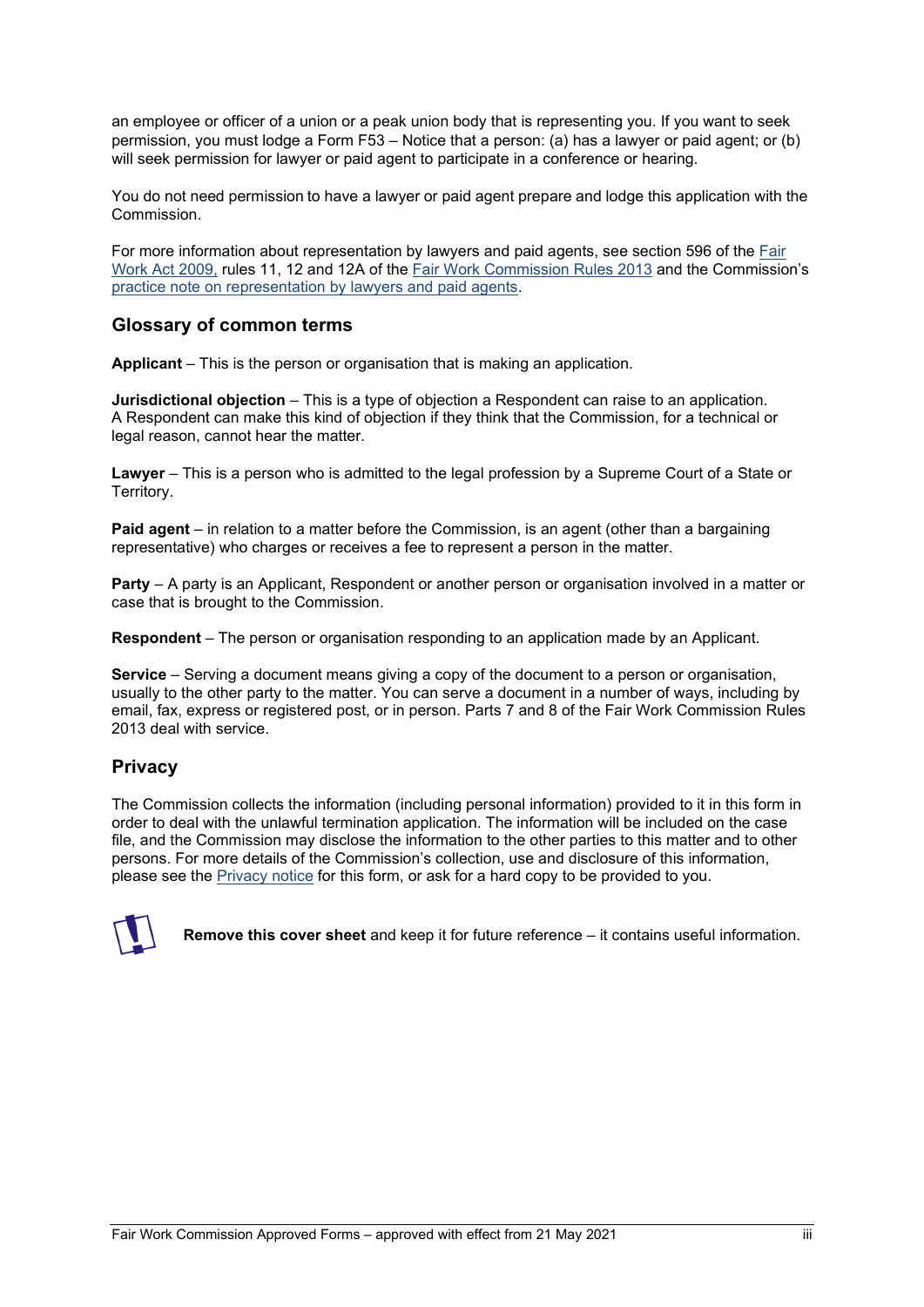an employee or officer of a union or a peak union body that is representing you. If you want to seek permission, you must lodge a Form F53 – Notice that a person: (a) has a lawyer or paid agent; or (b) will seek permission for lawyer or paid agent to participate in a conference or hearing.

You do not need permission to have a lawyer or paid agent prepare and lodge this application with the Commission.

For more information about representation by lawyers and paid agents, see section 596 of the Fair Work Act 2009, rules 11, 12 and 12A of the Fair Work Commission Rules 2013 and the Commission's practice note on representation by lawyers and paid agents.

## Glossary of common terms

**Applicant** – This is the person or organisation that is making an application.

**Jurisdictional objection** – This is a type of objection a Respondent can raise to an application. A Respondent can make this kind of objection if they think that the Commission, for a technical or legal reason, cannot hear the matter.

**Lawyer** – This is a person who is admitted to the legal profession by a Supreme Court of a State or Territory.

**Paid agent** – in relation to a matter before the Commission, is an agent (other than a bargaining representative) who charges or receives a fee to represent a person in the matter.

**Party** – A party is an Applicant, Respondent or another person or organisation involved in a matter or case that is brought to the Commission.

**Respondent** – The person or organisation responding to an application made by an Applicant.

**Service** – Serving a document means giving a copy of the document to a person or organisation, usually to the other party to the matter. You can serve a document in a number of ways, including by email, fax, express or registered post, or in person. Parts 7 and 8 of the Fair Work Commission Rules 2013 deal with service.

## Privacy

The Commission collects the information (including personal information) provided to it in this form in order to deal with the unlawful termination application. The information will be included on the case file, and the Commission may disclose the information to the other parties to this matter and to other persons. For more details of the Commission's collection, use and disclosure of this information, please see the Privacy notice for this form, or ask for a hard copy to be provided to you.

**Remove this cover sheet** and keep it for future reference – it contains useful information.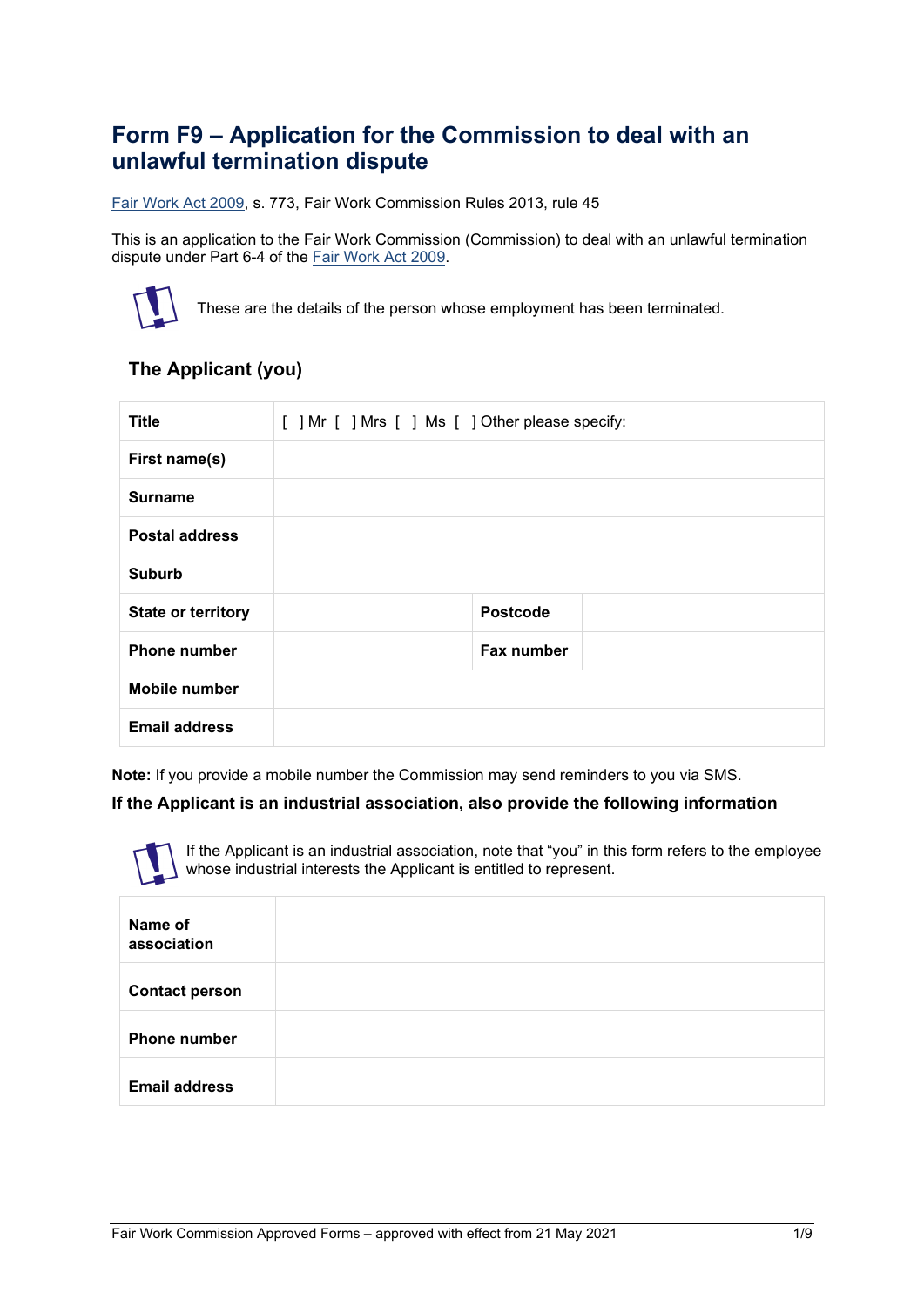# Form F9 – Application for the Commission to deal with an unlawful termination dispute

Fair Work Act 2009, s. 773, Fair Work Commission Rules 2013, rule 45

This is an application to the Fair Work Commission (Commission) to deal with an unlawful termination dispute under Part 6-4 of the Fair Work Act 2009.

These are the details of the person whose employment has been terminated.

### The Applicant (you)

| **Title** | [ ] Mr [ ] Mrs [ ] Ms [ ] Other please specify: | | |
|---|---|---|---|
| **First name(s)** | | | |
| **Surname** | | | |
| **Postal address** | | | |
| **Suburb** | | | |
| **State or territory** | | **Postcode** | |
| **Phone number** | | **Fax number** | |
| **Mobile number** | | | |
| **Email address** | | | |

**Note:** If you provide a mobile number the Commission may send reminders to you via SMS.

**If the Applicant is an industrial association, also provide the following information**

If the Applicant is an industrial association, note that "you" in this form refers to the employee whose industrial interests the Applicant is entitled to represent.

| **Name of association** | |
|---|---|
| **Contact person** | |
| **Phone number** | |
| **Email address** | |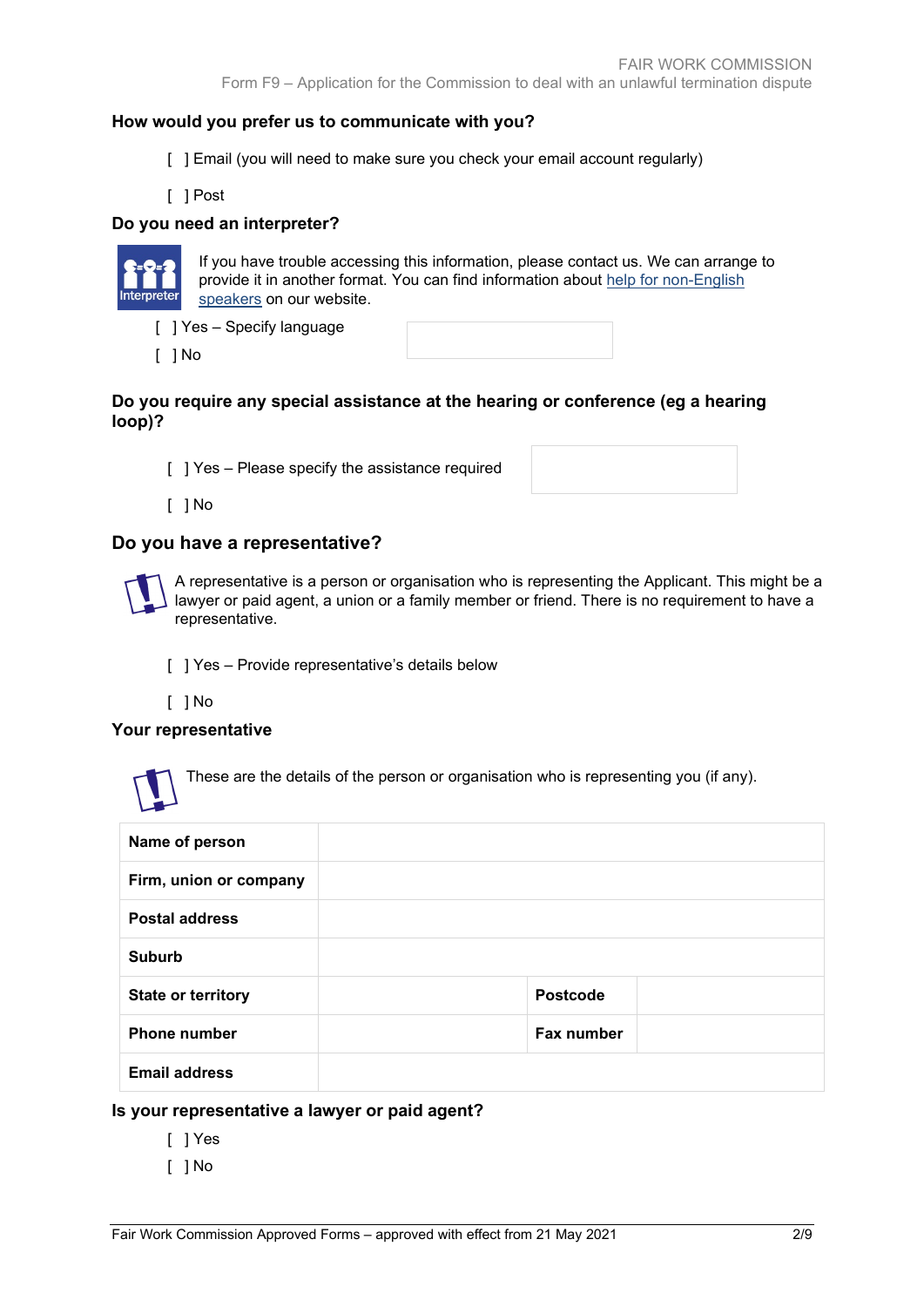### How would you prefer us to communicate with you?

[ ] Email (you will need to make sure you check your email account regularly)

[ ] Post

### Do you need an interpreter?

If you have trouble accessing this information, please contact us. We can arrange to provide it in another format. You can find information about help for non-English speakers on our website.

[ ] Yes – Specify language

[ ] No

### Do you require any special assistance at the hearing or conference (eg a hearing loop)?

[ ] Yes – Please specify the assistance required

[ ] No

## Do you have a representative?

A representative is a person or organisation who is representing the Applicant. This might be a lawyer or paid agent, a union or a family member or friend. There is no requirement to have a representative.

[ ] Yes – Provide representative's details below

[ ] No

### Your representative

These are the details of the person or organisation who is representing you (if any).

| | | | |
|---|---|---|---|
| **Name of person** | | | |
| **Firm, union or company** | | | |
| **Postal address** | | | |
| **Suburb** | | | |
| **State or territory** | | **Postcode** | |
| **Phone number** | | **Fax number** | |
| **Email address** | | | |

### Is your representative a lawyer or paid agent?

[ ] Yes

[ ] No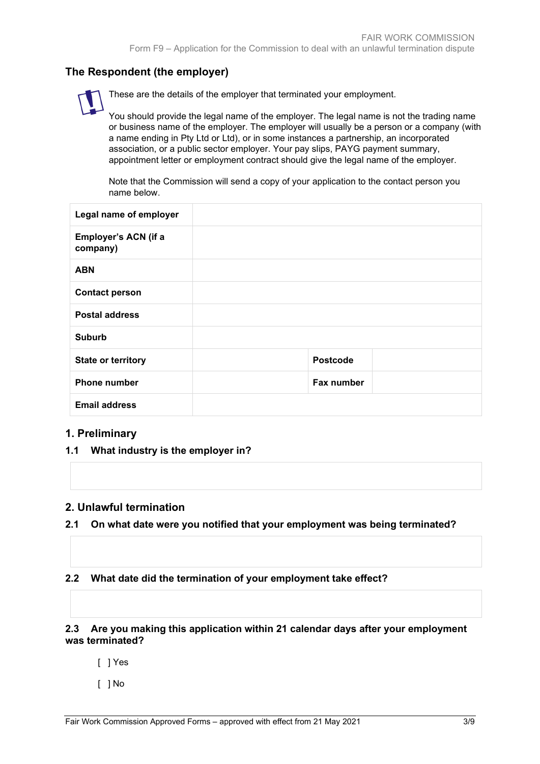## The Respondent (the employer)

These are the details of the employer that terminated your employment.

You should provide the legal name of the employer. The legal name is not the trading name or business name of the employer. The employer will usually be a person or a company (with a name ending in Pty Ltd or Ltd), or in some instances a partnership, an incorporated association, or a public sector employer. Your pay slips, PAYG payment summary, appointment letter or employment contract should give the legal name of the employer.

Note that the Commission will send a copy of your application to the contact person you name below.

| | | | |
|---|---|---|---|
| **Legal name of employer** | | | |
| **Employer's ACN (if a company)** | | | |
| **ABN** | | | |
| **Contact person** | | | |
| **Postal address** | | | |
| **Suburb** | | | |
| **State or territory** | | **Postcode** | |
| **Phone number** | | **Fax number** | |
| **Email address** | | | |

## 1. Preliminary

### 1.1 What industry is the employer in?

## 2. Unlawful termination

### 2.1 On what date were you notified that your employment was being terminated?

### 2.2 What date did the termination of your employment take effect?

### 2.3 Are you making this application within 21 calendar days after your employment was terminated?

[ ] Yes

[ ] No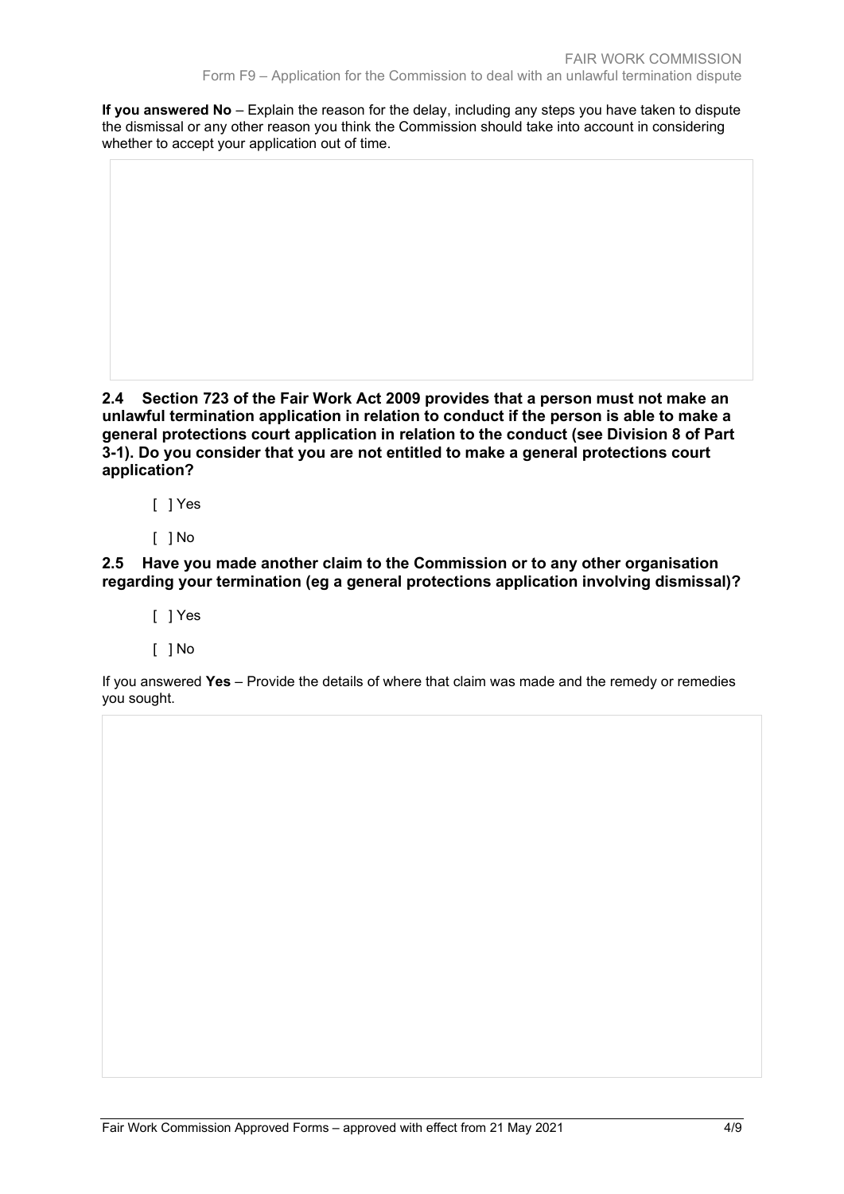**If you answered No** – Explain the reason for the delay, including any steps you have taken to dispute the dismissal or any other reason you think the Commission should take into account in considering whether to accept your application out of time.

### 2.4 Section 723 of the Fair Work Act 2009 provides that a person must not make an unlawful termination application in relation to conduct if the person is able to make a general protections court application in relation to the conduct (see Division 8 of Part 3-1). Do you consider that you are not entitled to make a general protections court application?

[ ] Yes

[ ] No

### 2.5 Have you made another claim to the Commission or to any other organisation regarding your termination (eg a general protections application involving dismissal)?

[ ] Yes

[ ] No

If you answered **Yes** – Provide the details of where that claim was made and the remedy or remedies you sought.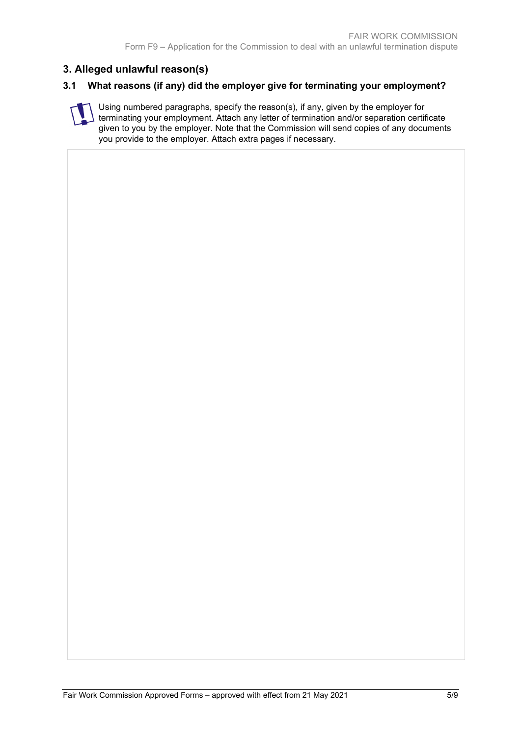## 3. Alleged unlawful reason(s)

### 3.1 What reasons (if any) did the employer give for terminating your employment?

Using numbered paragraphs, specify the reason(s), if any, given by the employer for terminating your employment. Attach any letter of termination and/or separation certificate given to you by the employer. Note that the Commission will send copies of any documents you provide to the employer. Attach extra pages if necessary.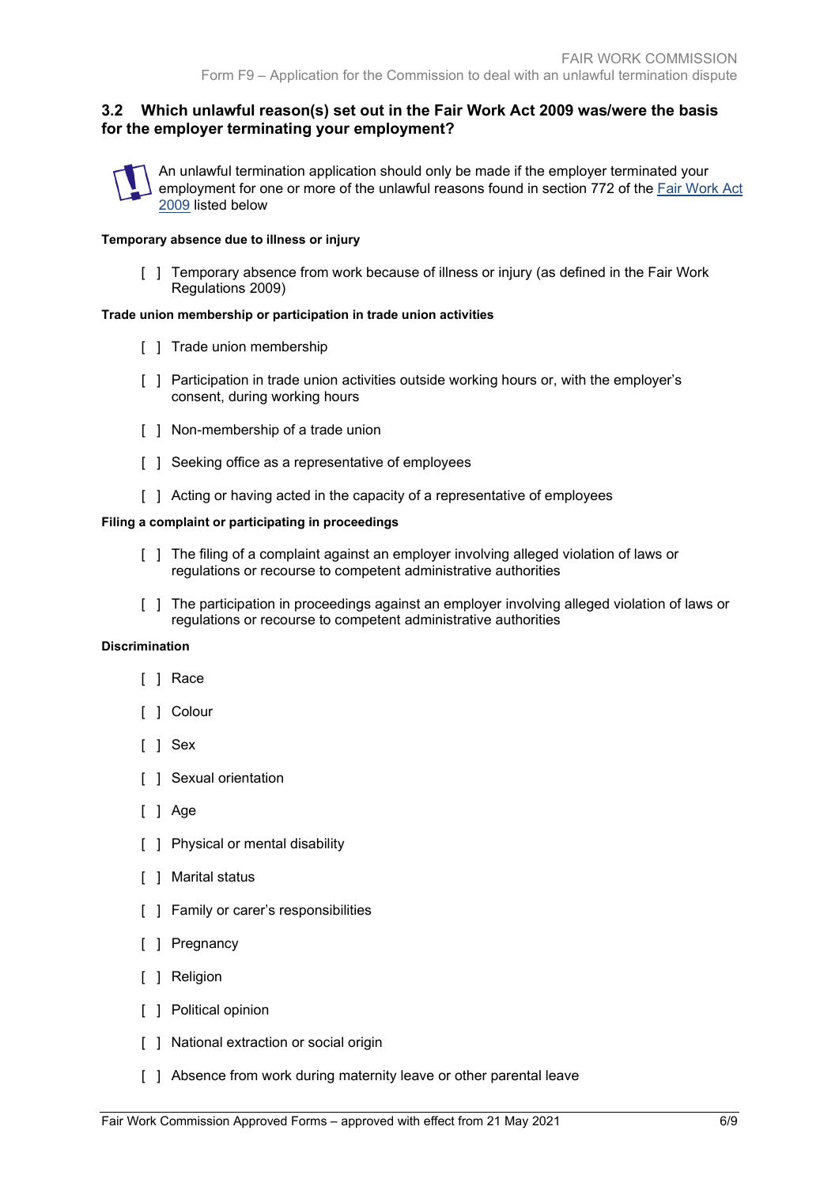### 3.2 Which unlawful reason(s) set out in the Fair Work Act 2009 was/were the basis for the employer terminating your employment?

An unlawful termination application should only be made if the employer terminated your employment for one or more of the unlawful reasons found in section 772 of the Fair Work Act 2009 listed below

**Temporary absence due to illness or injury**

- [ ] Temporary absence from work because of illness or injury (as defined in the Fair Work Regulations 2009)

**Trade union membership or participation in trade union activities**

- [ ] Trade union membership
- [ ] Participation in trade union activities outside working hours or, with the employer's consent, during working hours
- [ ] Non-membership of a trade union
- [ ] Seeking office as a representative of employees
- [ ] Acting or having acted in the capacity of a representative of employees

**Filing a complaint or participating in proceedings**

- [ ] The filing of a complaint against an employer involving alleged violation of laws or regulations or recourse to competent administrative authorities
- [ ] The participation in proceedings against an employer involving alleged violation of laws or regulations or recourse to competent administrative authorities

**Discrimination**

- [ ] Race
- [ ] Colour
- [ ] Sex
- [ ] Sexual orientation
- [ ] Age
- [ ] Physical or mental disability
- [ ] Marital status
- [ ] Family or carer's responsibilities
- [ ] Pregnancy
- [ ] Religion
- [ ] Political opinion
- [ ] National extraction or social origin
- [ ] Absence from work during maternity leave or other parental leave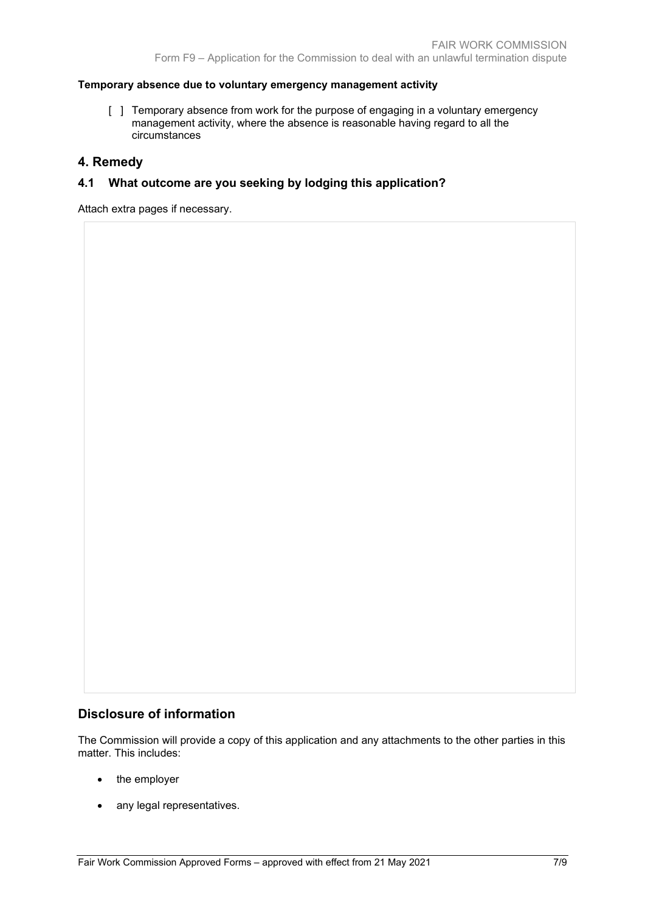**Temporary absence due to voluntary emergency management activity**

[ ] Temporary absence from work for the purpose of engaging in a voluntary emergency management activity, where the absence is reasonable having regard to all the circumstances

## 4. Remedy

### 4.1 What outcome are you seeking by lodging this application?

Attach extra pages if necessary.

## Disclosure of information

The Commission will provide a copy of this application and any attachments to the other parties in this matter. This includes:

- the employer
- any legal representatives.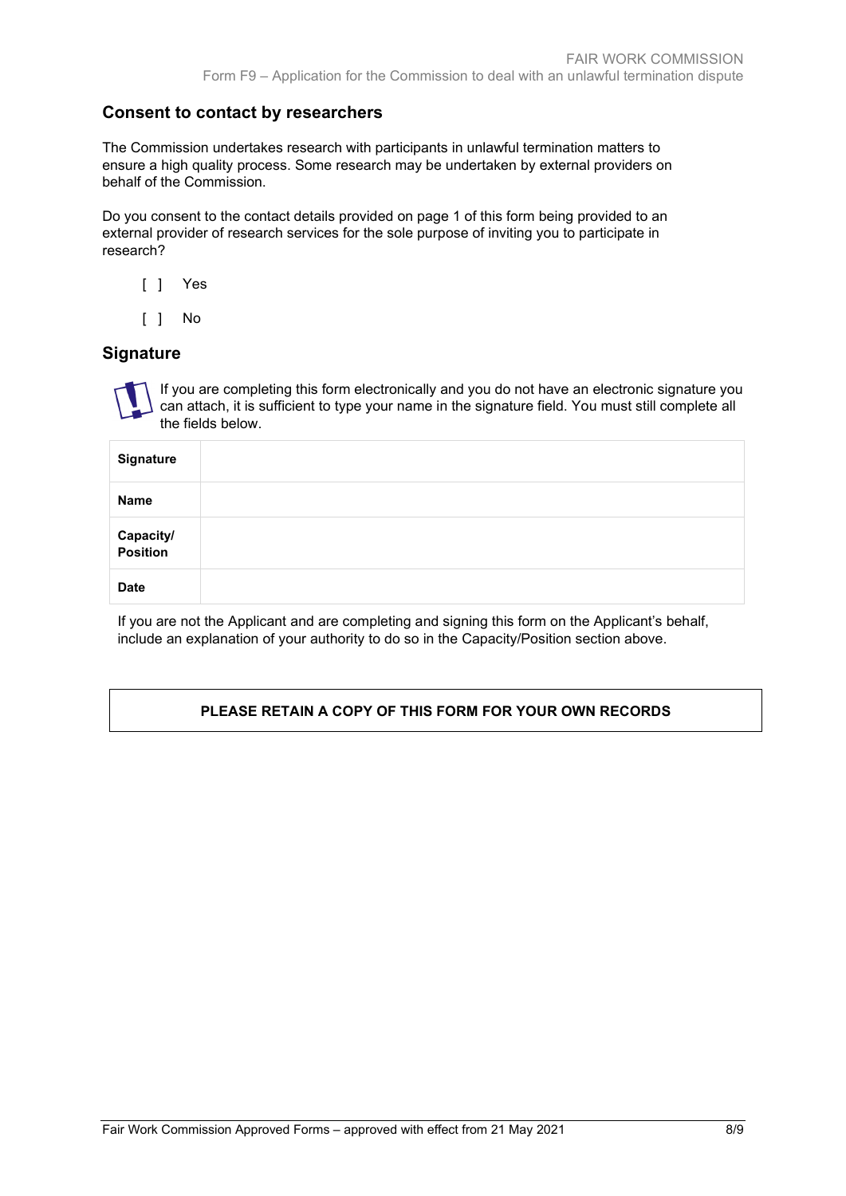## Consent to contact by researchers

The Commission undertakes research with participants in unlawful termination matters to ensure a high quality process. Some research may be undertaken by external providers on behalf of the Commission.

Do you consent to the contact details provided on page 1 of this form being provided to an external provider of research services for the sole purpose of inviting you to participate in research?

[ ] Yes

[ ] No

## Signature

If you are completing this form electronically and you do not have an electronic signature you can attach, it is sufficient to type your name in the signature field. You must still complete all the fields below.

| **Signature** | |
|---|---|
| **Name** | |
| **Capacity/ Position** | |
| **Date** | |

If you are not the Applicant and are completing and signing this form on the Applicant's behalf, include an explanation of your authority to do so in the Capacity/Position section above.

**PLEASE RETAIN A COPY OF THIS FORM FOR YOUR OWN RECORDS**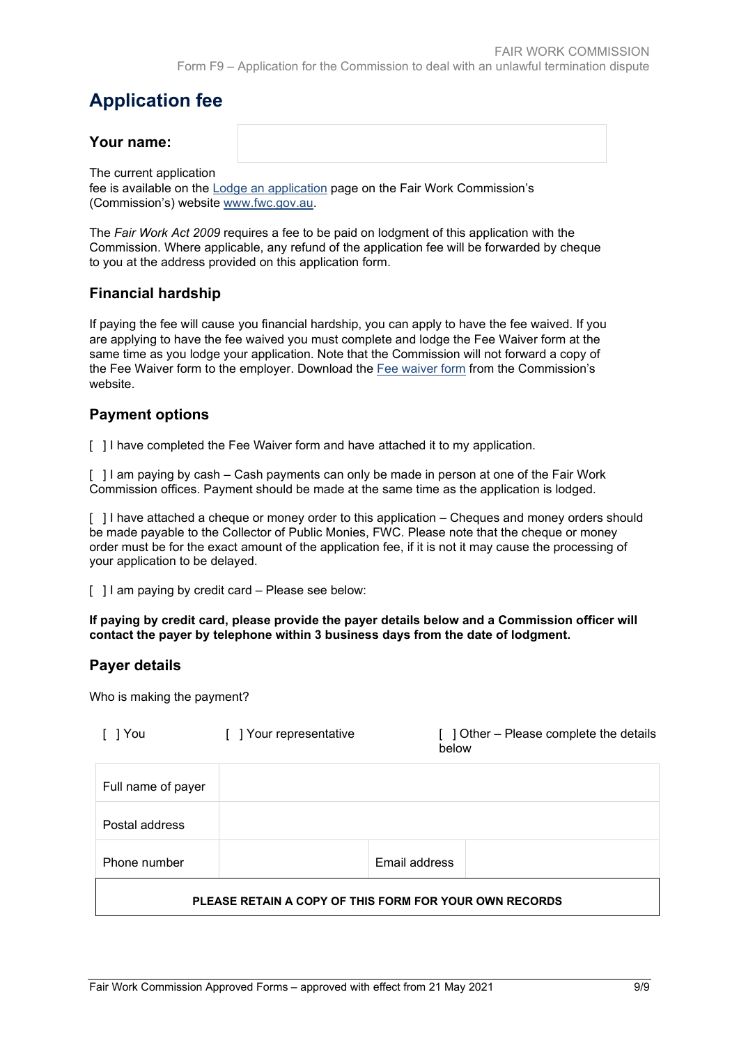## Application fee

**Your name:**

| | |
|---|---|
| | |

The current application fee is available on the Lodge an application page on the Fair Work Commission's (Commission's) website www.fwc.gov.au.

The *Fair Work Act 2009* requires a fee to be paid on lodgment of this application with the Commission. Where applicable, any refund of the application fee will be forwarded by cheque to you at the address provided on this application form.

### Financial hardship

If paying the fee will cause you financial hardship, you can apply to have the fee waived. If you are applying to have the fee waived you must complete and lodge the Fee Waiver form at the same time as you lodge your application. Note that the Commission will not forward a copy of the Fee Waiver form to the employer. Download the Fee waiver form from the Commission's website.

### Payment options

[ ] I have completed the Fee Waiver form and have attached it to my application.

[ ] I am paying by cash – Cash payments can only be made in person at one of the Fair Work Commission offices. Payment should be made at the same time as the application is lodged.

[ ] I have attached a cheque or money order to this application – Cheques and money orders should be made payable to the Collector of Public Monies, FWC. Please note that the cheque or money order must be for the exact amount of the application fee, if it is not it may cause the processing of your application to be delayed.

[ ] I am paying by credit card – Please see below:

**If paying by credit card, please provide the payer details below and a Commission officer will contact the payer by telephone within 3 business days from the date of lodgment.**

### Payer details

Who is making the payment?

[ ] You [ ] Your representative [ ] Other – Please complete the details below

| | | | |
|---|---|---|---|
| Full name of payer | | | |
| Postal address | | | |
| Phone number | | Email address | |

**PLEASE RETAIN A COPY OF THIS FORM FOR YOUR OWN RECORDS**